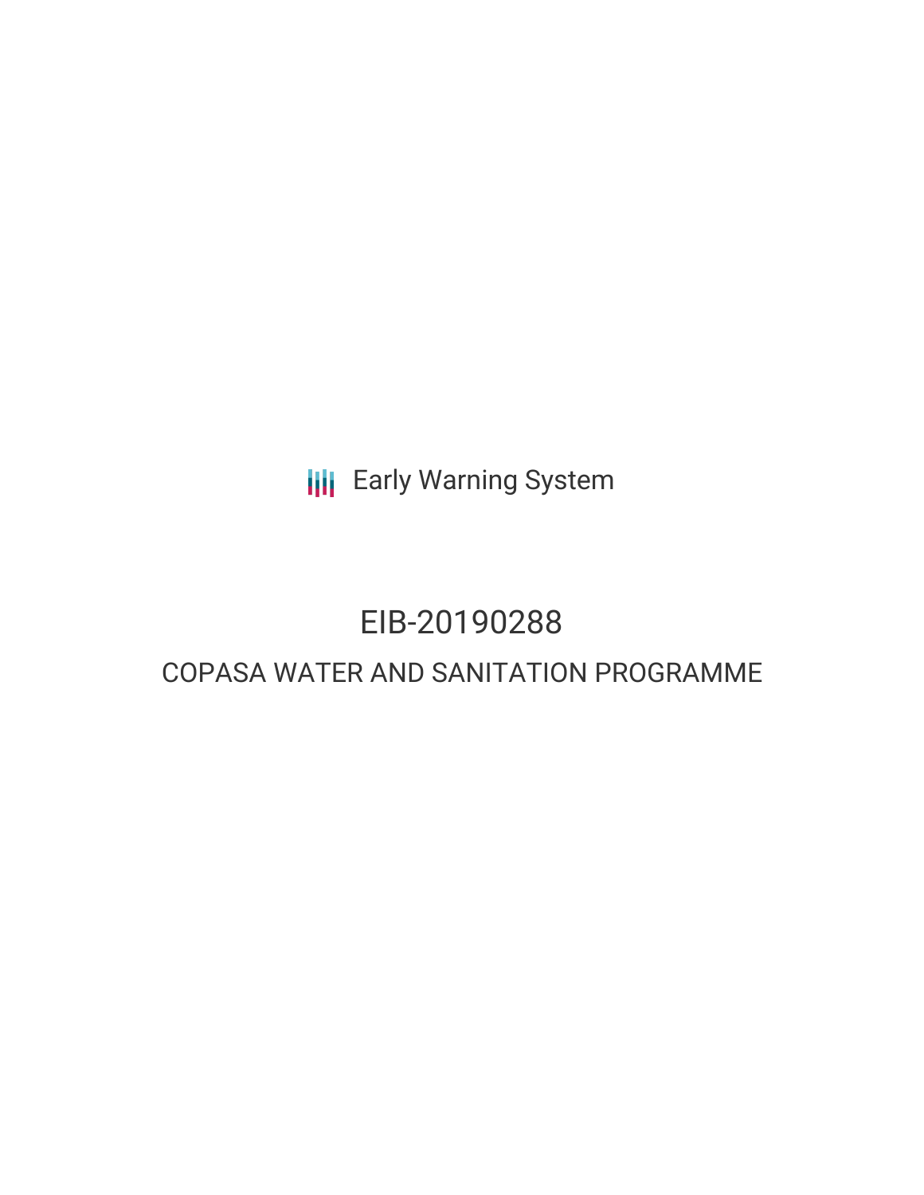Early Warning System

# EIB-20190288

## COPASA WATER AND SANITATION PROGRAMME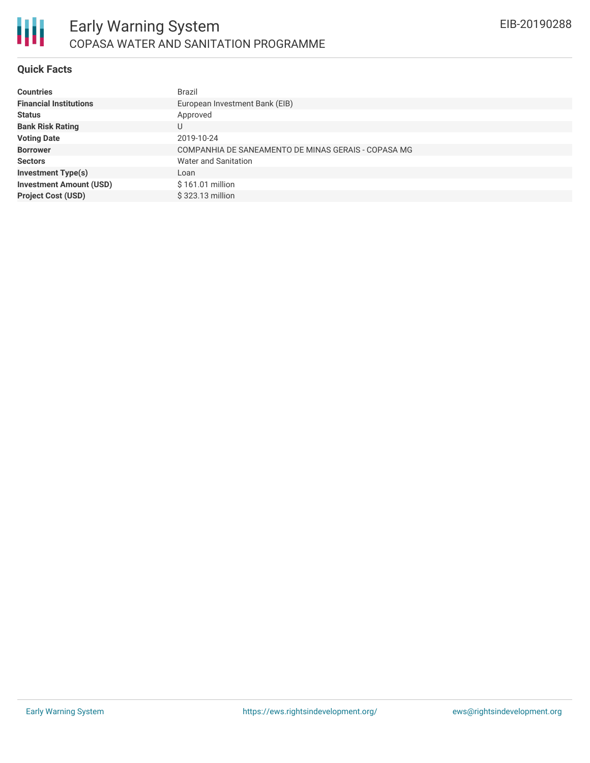## Quick Facts

| | |
|---|---|
| **Countries** | Brazil |
| **Financial Institutions** | European Investment Bank (EIB) |
| **Status** | Approved |
| **Bank Risk Rating** | U |
| **Voting Date** | 2019-10-24 |
| **Borrower** | COMPANHIA DE SANEAMENTO DE MINAS GERAIS - COPASA MG |
| **Sectors** | Water and Sanitation |
| **Investment Type(s)** | Loan |
| **Investment Amount (USD)** | $ 161.01 million |
| **Project Cost (USD)** | $ 323.13 million |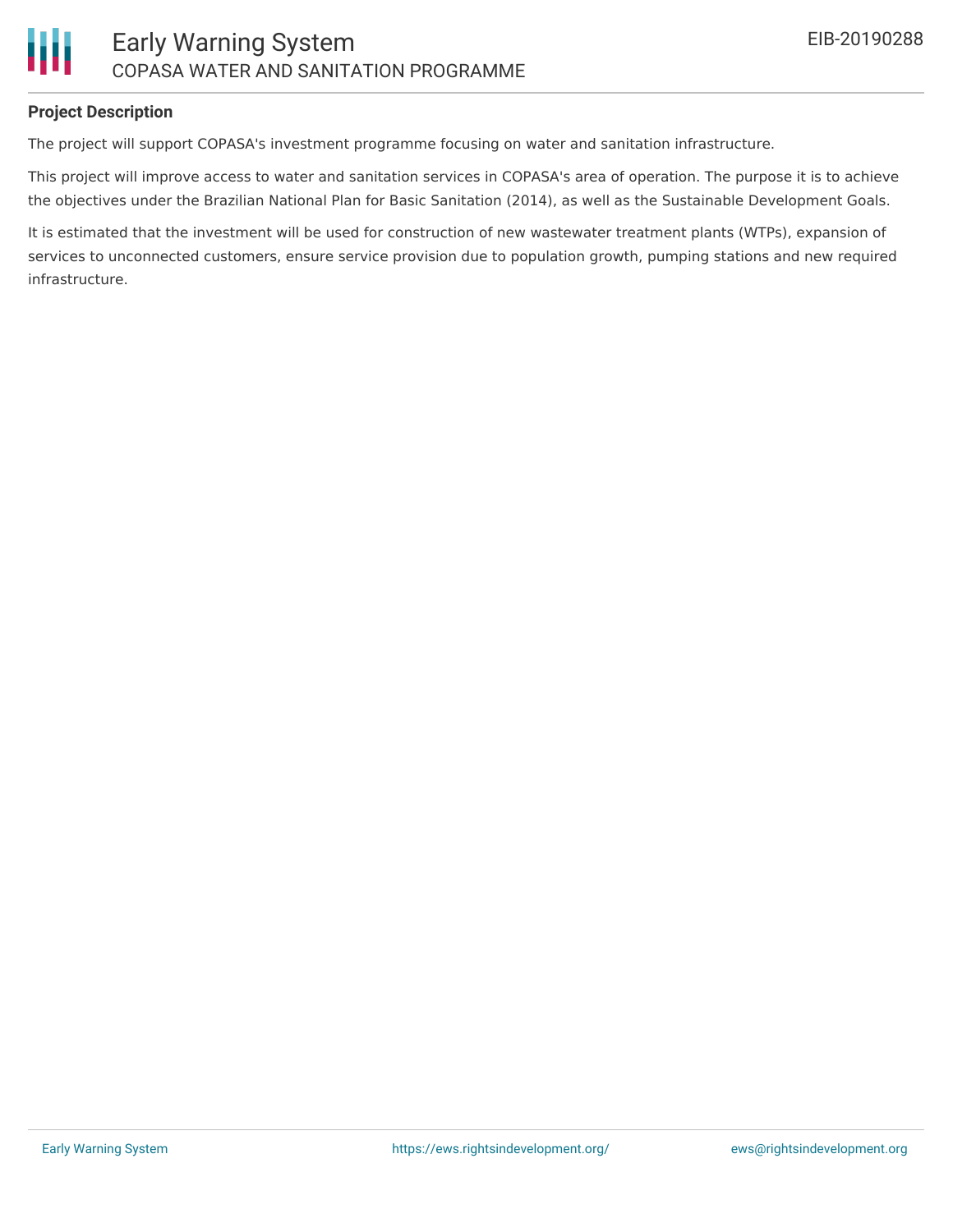**Project Description**

The project will support COPASA's investment programme focusing on water and sanitation infrastructure.

This project will improve access to water and sanitation services in COPASA's area of operation. The purpose it is to achieve the objectives under the Brazilian National Plan for Basic Sanitation (2014), as well as the Sustainable Development Goals.

It is estimated that the investment will be used for construction of new wastewater treatment plants (WTPs), expansion of services to unconnected customers, ensure service provision due to population growth, pumping stations and new required infrastructure.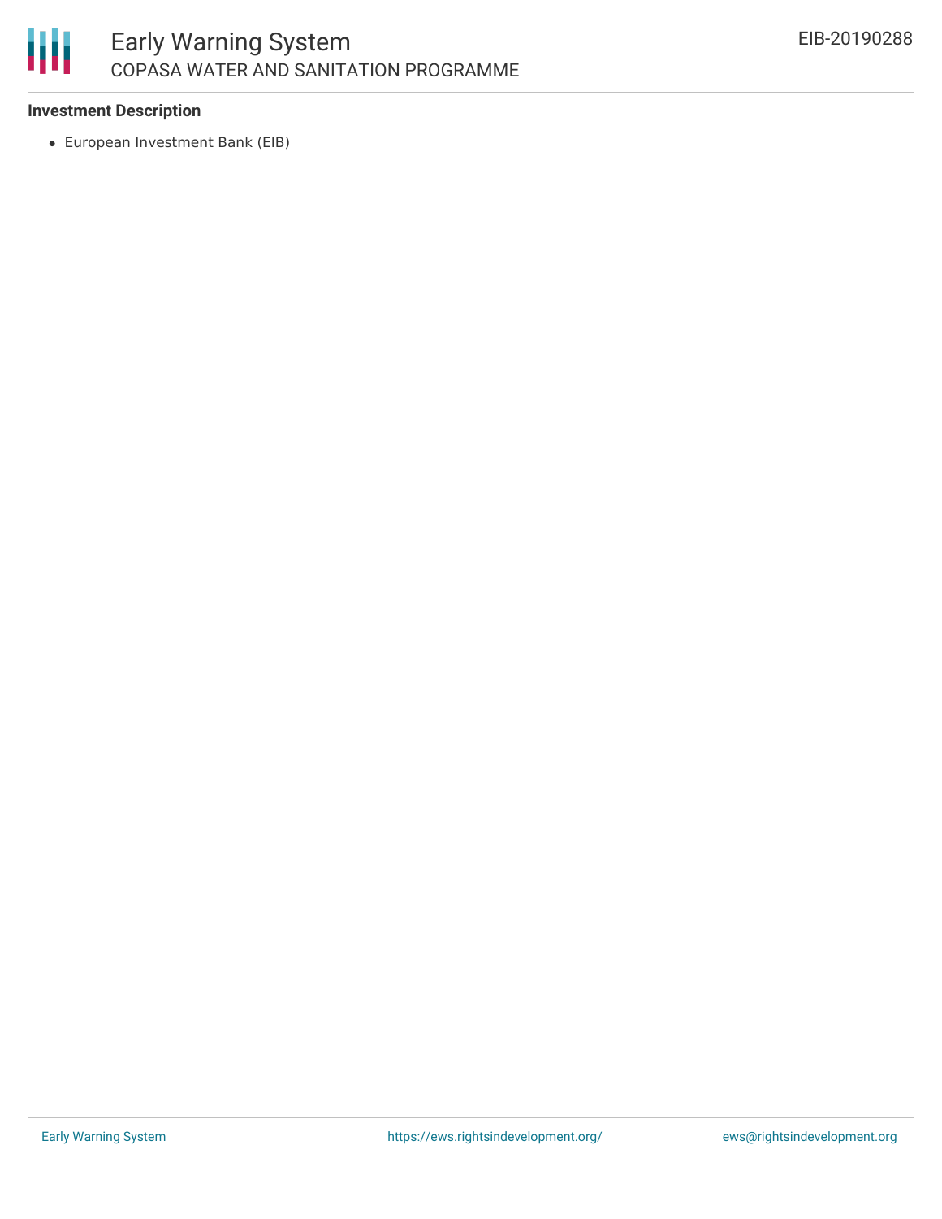**Investment Description**

- European Investment Bank (EIB)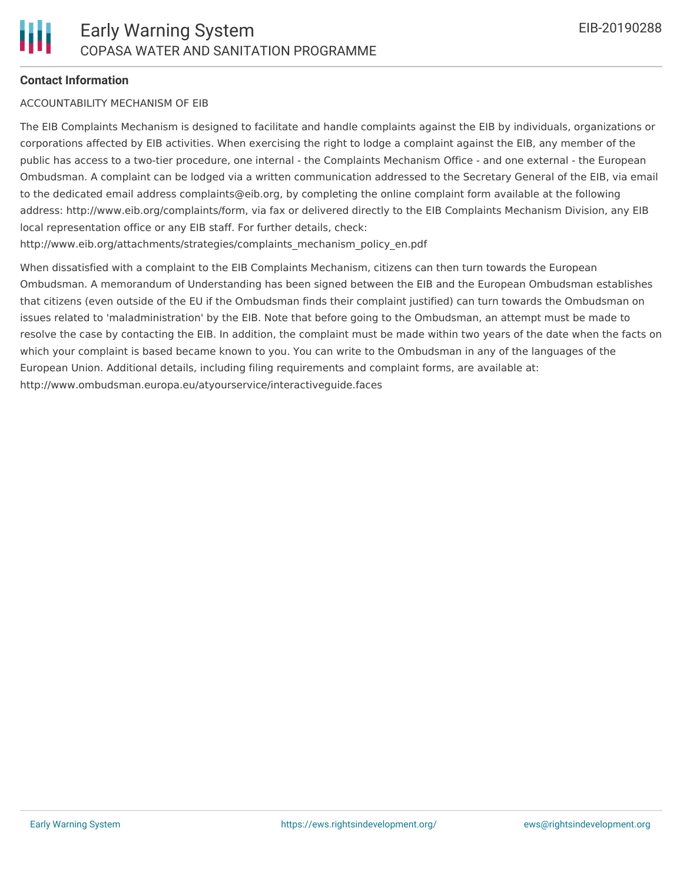**Contact Information**

ACCOUNTABILITY MECHANISM OF EIB

The EIB Complaints Mechanism is designed to facilitate and handle complaints against the EIB by individuals, organizations or corporations affected by EIB activities. When exercising the right to lodge a complaint against the EIB, any member of the public has access to a two-tier procedure, one internal - the Complaints Mechanism Office - and one external - the European Ombudsman. A complaint can be lodged via a written communication addressed to the Secretary General of the EIB, via email to the dedicated email address complaints@eib.org, by completing the online complaint form available at the following address: http://www.eib.org/complaints/form, via fax or delivered directly to the EIB Complaints Mechanism Division, any EIB local representation office or any EIB staff. For further details, check: http://www.eib.org/attachments/strategies/complaints_mechanism_policy_en.pdf

When dissatisfied with a complaint to the EIB Complaints Mechanism, citizens can then turn towards the European Ombudsman. A memorandum of Understanding has been signed between the EIB and the European Ombudsman establishes that citizens (even outside of the EU if the Ombudsman finds their complaint justified) can turn towards the Ombudsman on issues related to 'maladministration' by the EIB. Note that before going to the Ombudsman, an attempt must be made to resolve the case by contacting the EIB. In addition, the complaint must be made within two years of the date when the facts on which your complaint is based became known to you. You can write to the Ombudsman in any of the languages of the European Union. Additional details, including filing requirements and complaint forms, are available at: http://www.ombudsman.europa.eu/atyourservice/interactiveguide.faces